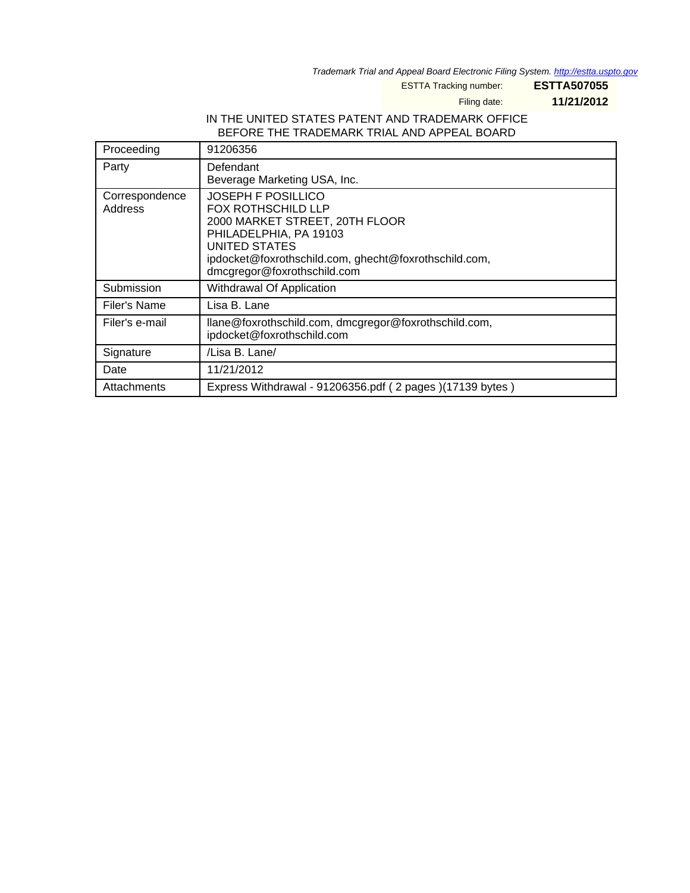*Trademark Trial and Appeal Board Electronic Filing System. http://estta.uspto.gov*

ESTTA Tracking number: **ESTTA507055**

Filing date: **11/21/2012**

IN THE UNITED STATES PATENT AND TRADEMARK OFFICE
BEFORE THE TRADEMARK TRIAL AND APPEAL BOARD

| | |
|---|---|
| Proceeding | 91206356 |
| Party | Defendant<br>Beverage Marketing USA, Inc. |
| Correspondence Address | JOSEPH F POSILLICO<br>FOX ROTHSCHILD LLP<br>2000 MARKET STREET, 20TH FLOOR<br>PHILADELPHIA, PA 19103<br>UNITED STATES<br>ipdocket@foxrothschild.com, ghecht@foxrothschild.com, dmcgregor@foxrothschild.com |
| Submission | Withdrawal Of Application |
| Filer's Name | Lisa B. Lane |
| Filer's e-mail | llane@foxrothschild.com, dmcgregor@foxrothschild.com, ipdocket@foxrothschild.com |
| Signature | /Lisa B. Lane/ |
| Date | 11/21/2012 |
| Attachments | Express Withdrawal - 91206356.pdf ( 2 pages )(17139 bytes ) |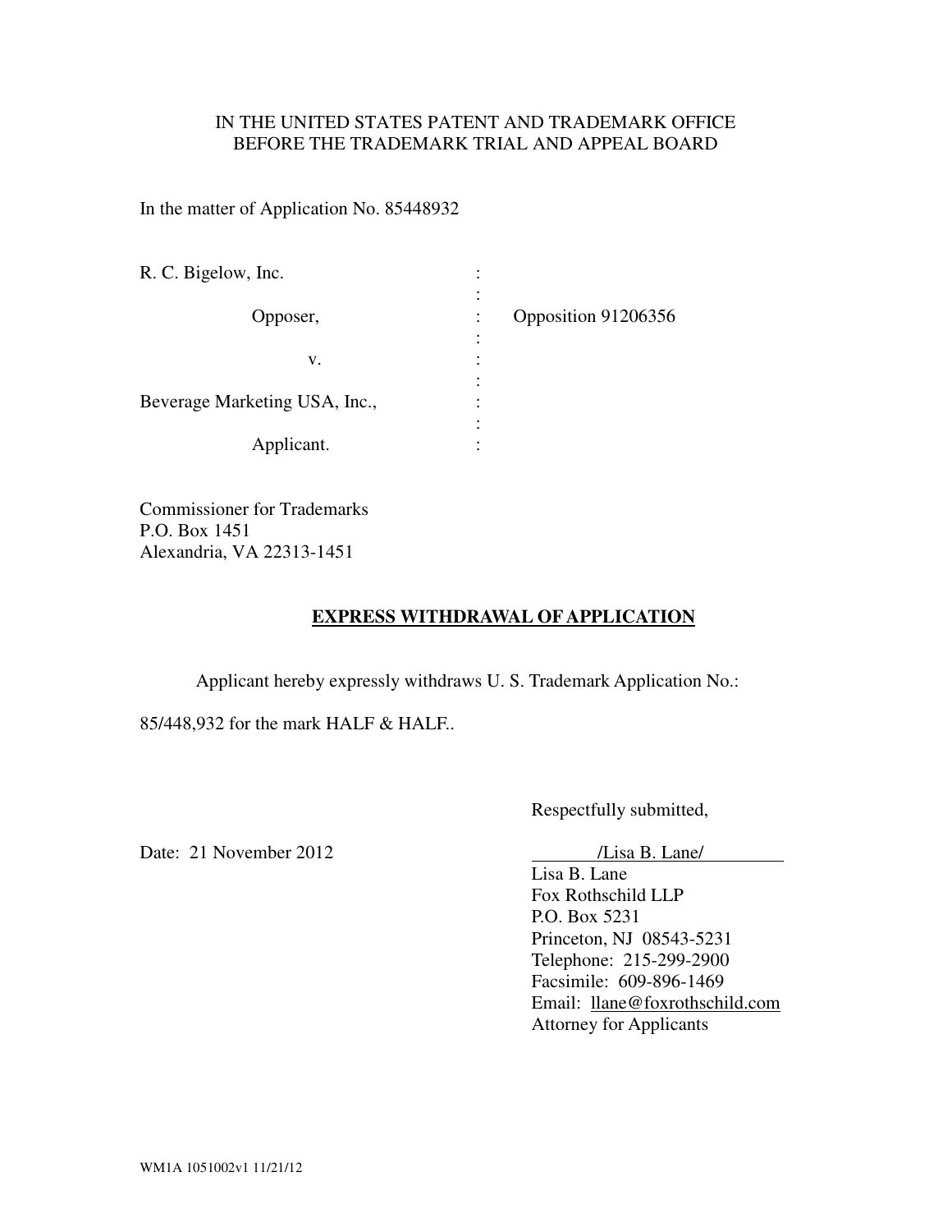IN THE UNITED STATES PATENT AND TRADEMARK OFFICE
BEFORE THE TRADEMARK TRIAL AND APPEAL BOARD

In the matter of Application No. 85448932

| | | |
|---|---|---|
| R. C. Bigelow, Inc. | : | |
| Opposer, | : | Opposition 91206356 |
| v. | : | |
| Beverage Marketing USA, Inc., | : | |
| Applicant. | : | |

Commissioner for Trademarks
P.O. Box 1451
Alexandria, VA 22313-1451

## **EXPRESS WITHDRAWAL OF APPLICATION**

Applicant hereby expressly withdraws U. S. Trademark Application No.: 85/448,932 for the mark HALF & HALF..

Respectfully submitted,

Date: 21 November 2012

/Lisa B. Lane/
Lisa B. Lane
Fox Rothschild LLP
P.O. Box 5231
Princeton, NJ 08543-5231
Telephone: 215-299-2900
Facsimile: 609-896-1469
Email: llane@foxrothschild.com
Attorney for Applicants

WM1A 1051002v1 11/21/12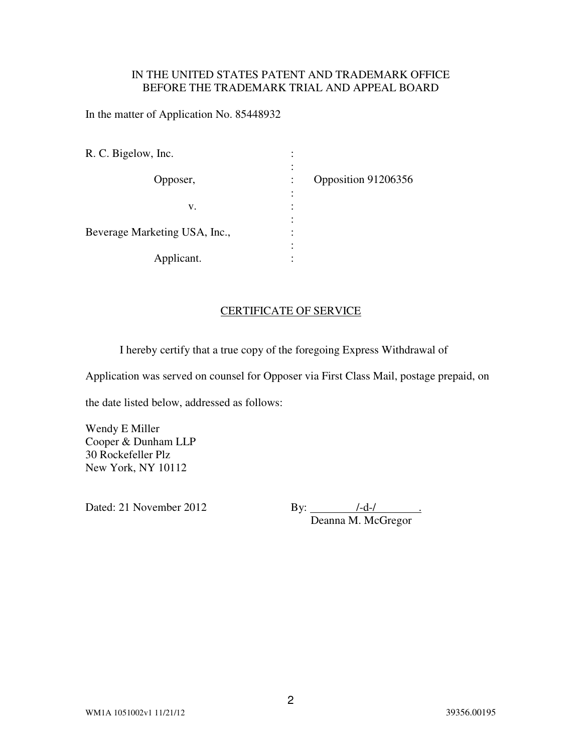IN THE UNITED STATES PATENT AND TRADEMARK OFFICE
BEFORE THE TRADEMARK TRIAL AND APPEAL BOARD

In the matter of Application No. 85448932

| | | |
|---|---|---|
| R. C. Bigelow, Inc. | : | |
| | : | |
| Opposer, | : | Opposition 91206356 |
| | : | |
| v. | : | |
| | : | |
| Beverage Marketing USA, Inc., | : | |
| | : | |
| Applicant. | : | |

CERTIFICATE OF SERVICE

I hereby certify that a true copy of the foregoing Express Withdrawal of Application was served on counsel for Opposer via First Class Mail, postage prepaid, on the date listed below, addressed as follows:

Wendy E Miller
Cooper & Dunham LLP
30 Rockefeller Plz
New York, NY 10112

Dated: 21 November 2012

By: /-d-/ .
Deanna M. McGregor

WM1A 1051002v1 11/21/12 39356.00195